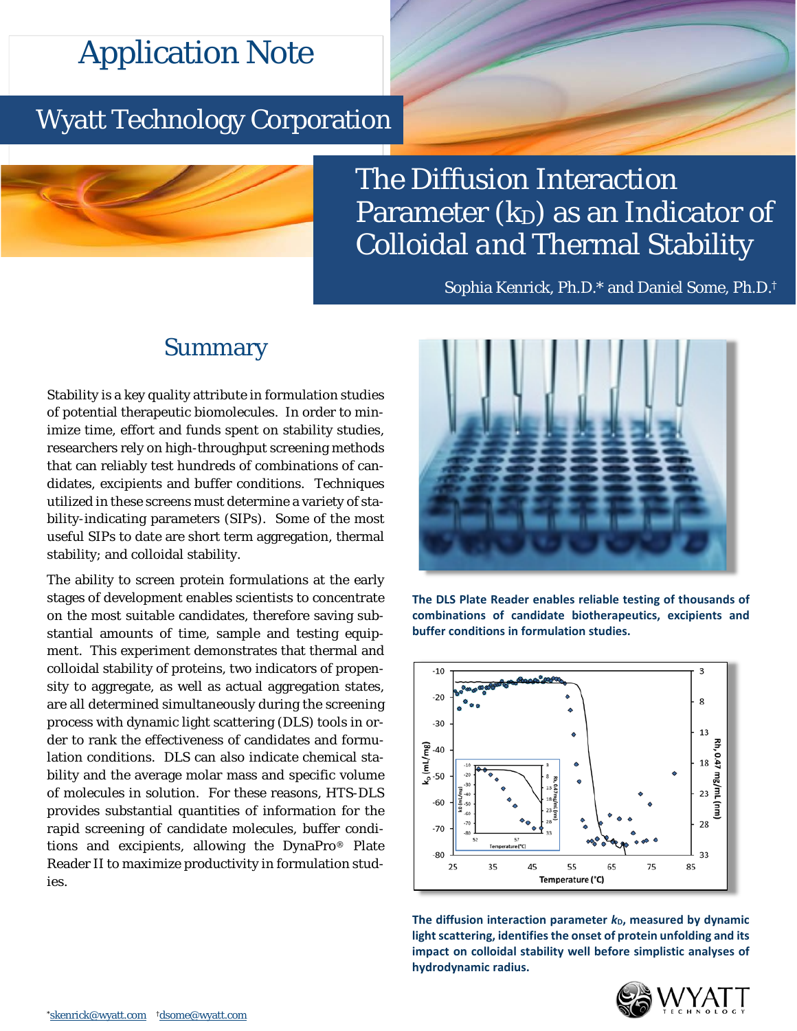# Application Note

## Wyatt Technology Corporation

# The Diffusion Interaction Parameter ($k_D$) as an Indicator of Colloidal and Thermal Stability

Sophia Kenrick, Ph.D.* and Daniel Some, Ph.D.†

## Summary

Stability is a key quality attribute in formulation studies of potential therapeutic biomolecules. In order to minimize time, effort and funds spent on stability studies, researchers rely on high-throughput screening methods that can reliably test hundreds of combinations of candidates, excipients and buffer conditions. Techniques utilized in these screens must determine a variety of stability-indicating parameters (SIPs). Some of the most useful SIPs to date are short term aggregation, thermal stability; and colloidal stability.

The ability to screen protein formulations at the early stages of development enables scientists to concentrate on the most suitable candidates, therefore saving substantial amounts of time, sample and testing equipment. This experiment demonstrates that thermal and colloidal stability of proteins, two indicators of propensity to aggregate, as well as actual aggregation states, are all determined simultaneously during the screening process with dynamic light scattering (DLS) tools in order to rank the effectiveness of candidates and formulation conditions. DLS can also indicate chemical stability and the average molar mass and specific volume of molecules in solution. For these reasons, HTS-DLS provides substantial quantities of information for the rapid screening of candidate molecules, buffer conditions and excipients, allowing the DynaPro® Plate Reader II to maximize productivity in formulation studies.

**The DLS Plate Reader enables reliable testing of thousands of combinations of candidate biotherapeutics, excipients and buffer conditions in formulation studies.**

**The diffusion interaction parameter $k_D$, measured by dynamic light scattering, identifies the onset of protein unfolding and its impact on colloidal stability well before simplistic analyses of hydrodynamic radius.**

*skenrick@wyatt.com †dsome@wyatt.com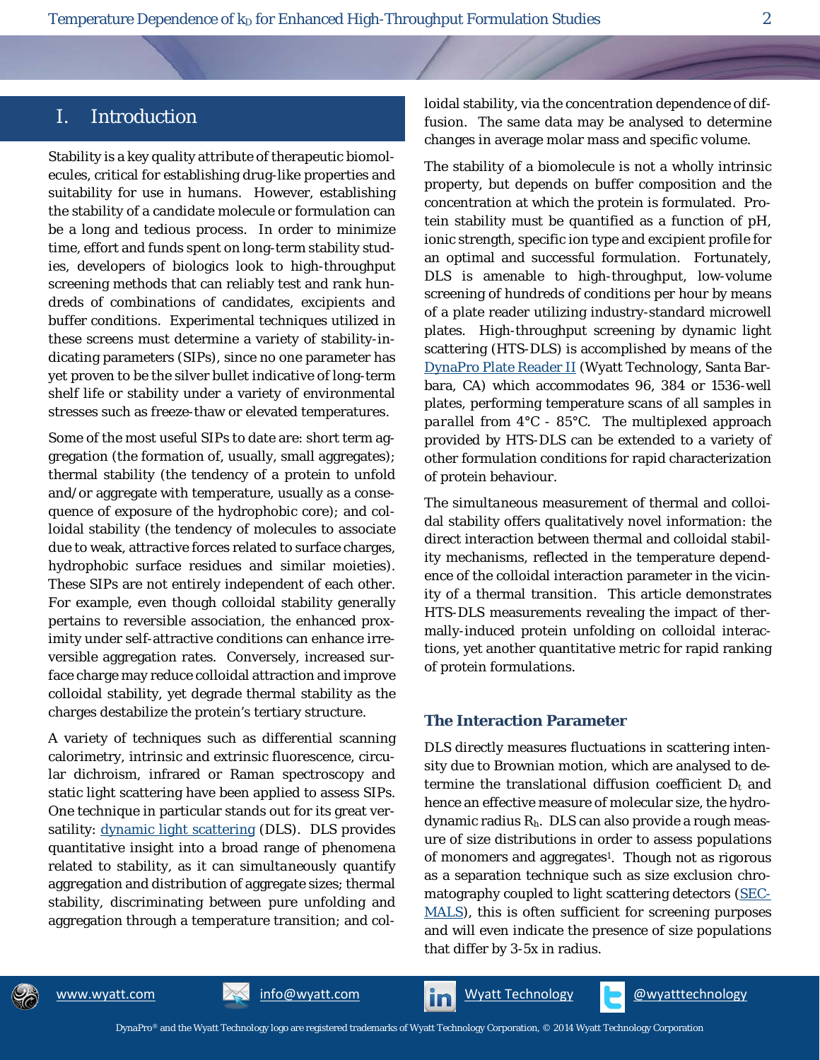## I. Introduction

Stability is a key quality attribute of therapeutic biomolecules, critical for establishing drug-like properties and suitability for use in humans. However, establishing the stability of a candidate molecule or formulation can be a long and tedious process. In order to minimize time, effort and funds spent on long-term stability studies, developers of biologics look to high-throughput screening methods that can reliably test and rank hundreds of combinations of candidates, excipients and buffer conditions. Experimental techniques utilized in these screens must determine a variety of stability-indicating parameters (SIPs), since no one parameter has yet proven to be the silver bullet indicative of long-term shelf life or stability under a variety of environmental stresses such as freeze-thaw or elevated temperatures.

Some of the most useful SIPs to date are: short term aggregation (the formation of, usually, small aggregates); thermal stability (the tendency of a protein to unfold and/or aggregate with temperature, usually as a consequence of exposure of the hydrophobic core); and colloidal stability (the tendency of molecules to associate due to weak, attractive forces related to surface charges, hydrophobic surface residues and similar moieties). These SIPs are not entirely independent of each other. For example, even though colloidal stability generally pertains to reversible association, the enhanced proximity under self-attractive conditions can enhance irreversible aggregation rates. Conversely, increased surface charge may reduce colloidal attraction and improve colloidal stability, yet degrade thermal stability as the charges destabilize the protein's tertiary structure.

A variety of techniques such as differential scanning calorimetry, intrinsic and extrinsic fluorescence, circular dichroism, infrared or Raman spectroscopy and static light scattering have been applied to assess SIPs. One technique in particular stands out for its great versatility: dynamic light scattering (DLS). DLS provides quantitative insight into a broad range of phenomena related to stability, as it can simultaneously quantify aggregation and distribution of aggregate sizes; thermal stability, discriminating between pure unfolding and aggregation through a temperature transition; and colloidal stability, via the concentration dependence of diffusion. The same data may be analysed to determine changes in average molar mass and specific volume.

The stability of a biomolecule is not a wholly intrinsic property, but depends on buffer composition and the concentration at which the protein is formulated. Protein stability must be quantified as a function of pH, ionic strength, specific ion type and excipient profile for an optimal and successful formulation. Fortunately, DLS is amenable to high-throughput, low-volume screening of hundreds of conditions per hour by means of a plate reader utilizing industry-standard microwell plates. High-throughput screening by dynamic light scattering (HTS-DLS) is accomplished by means of the DynaPro Plate Reader II (Wyatt Technology, Santa Barbara, CA) which accommodates 96, 384 or 1536-well plates, performing temperature scans of all samples in parallel from 4°C - 85°C. The multiplexed approach provided by HTS-DLS can be extended to a variety of other formulation conditions for rapid characterization of protein behaviour.

The simultaneous measurement of thermal and colloidal stability offers qualitatively novel information: the direct interaction between thermal and colloidal stability mechanisms, reflected in the temperature dependence of the colloidal interaction parameter in the vicinity of a thermal transition. This article demonstrates HTS-DLS measurements revealing the impact of thermally-induced protein unfolding on colloidal interactions, yet another quantitative metric for rapid ranking of protein formulations.

### The Interaction Parameter

DLS directly measures fluctuations in scattering intensity due to Brownian motion, which are analysed to determine the translational diffusion coefficient $D_t$ and hence an effective measure of molecular size, the hydrodynamic radius $R_h$. DLS can also provide a rough measure of size distributions in order to assess populations of monomers and aggregates[1]. Though not as rigorous as a separation technique such as size exclusion chromatography coupled to light scattering detectors (SEC-MALS), this is often sufficient for screening purposes and will even indicate the presence of size populations that differ by 3-5x in radius.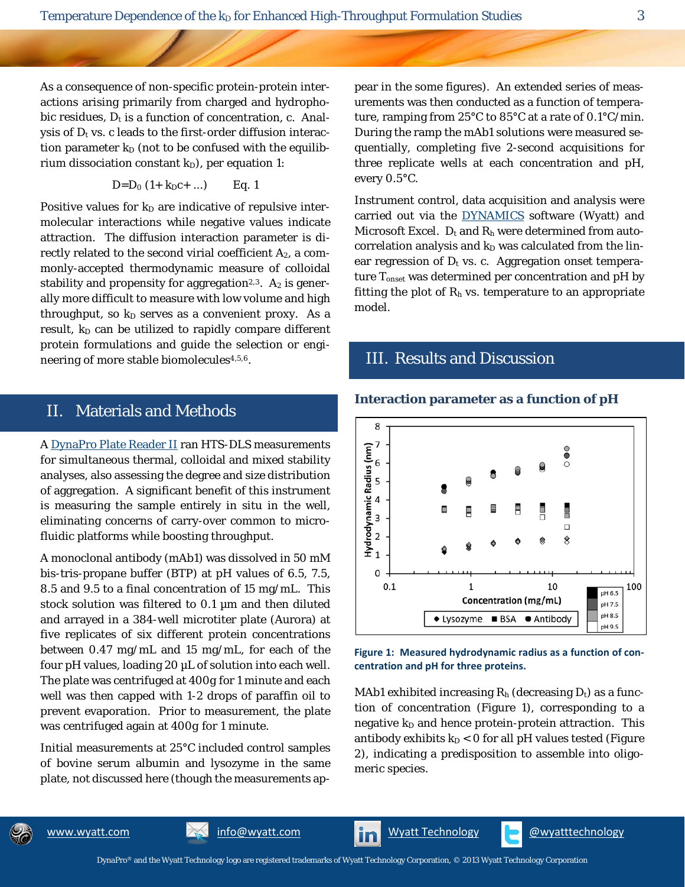As a consequence of non-specific protein-protein interactions arising primarily from charged and hydrophobic residues, $D_t$ is a function of concentration, c. Analysis of $D_t$ vs. c leads to the first-order diffusion interaction parameter $k_D$ (not to be confused with the equilibrium dissociation constant $k_D$), per equation 1:

$$D = D_0 \left(1 + k_D c + \ldots\right) \qquad \text{Eq. 1}$$

Positive values for $k_D$ are indicative of repulsive intermolecular interactions while negative values indicate attraction. The diffusion interaction parameter is directly related to the second virial coefficient $A_2$, a commonly-accepted thermodynamic measure of colloidal stability and propensity for aggregation[2,3]. $A_2$ is generally more difficult to measure with low volume and high throughput, so $k_D$ serves as a convenient proxy. As a result, $k_D$ can be utilized to rapidly compare different protein formulations and guide the selection or engineering of more stable biomolecules[4,5,6].

## II. Materials and Methods

A DynaPro Plate Reader II ran HTS-DLS measurements for simultaneous thermal, colloidal and mixed stability analyses, also assessing the degree and size distribution of aggregation. A significant benefit of this instrument is measuring the sample entirely in situ in the well, eliminating concerns of carry-over common to microfluidic platforms while boosting throughput.

A monoclonal antibody (mAb1) was dissolved in 50 mM bis-tris-propane buffer (BTP) at pH values of 6.5, 7.5, 8.5 and 9.5 to a final concentration of 15 mg/mL. This stock solution was filtered to 0.1 µm and then diluted and arrayed in a 384-well microtiter plate (Aurora) at five replicates of six different protein concentrations between 0.47 mg/mL and 15 mg/mL, for each of the four pH values, loading 20 µL of solution into each well. The plate was centrifuged at 400g for 1 minute and each well was then capped with 1-2 drops of paraffin oil to prevent evaporation. Prior to measurement, the plate was centrifuged again at 400g for 1 minute.

Initial measurements at 25°C included control samples of bovine serum albumin and lysozyme in the same plate, not discussed here (though the measurements appear in the some figures). An extended series of measurements was then conducted as a function of temperature, ramping from 25°C to 85°C at a rate of 0.1°C/min. During the ramp the mAb1 solutions were measured sequentially, completing five 2-second acquisitions for three replicate wells at each concentration and pH, every 0.5°C.

Instrument control, data acquisition and analysis were carried out via the DYNAMICS software (Wyatt) and Microsoft Excel. $D_t$ and $R_h$ were determined from autocorrelation analysis and $k_D$ was calculated from the linear regression of $D_t$ vs. c. Aggregation onset temperature $T_{onset}$ was determined per concentration and pH by fitting the plot of $R_h$ vs. temperature to an appropriate model.

## III. Results and Discussion

### Interaction parameter as a function of pH

**Figure 1: Measured hydrodynamic radius as a function of concentration and pH for three proteins.**

MAb1 exhibited increasing $R_h$ (decreasing $D_t$) as a function of concentration (Figure 1), corresponding to a negative $k_D$ and hence protein-protein attraction. This antibody exhibits $k_D < 0$ for all pH values tested (Figure 2), indicating a predisposition to assemble into oligomeric species.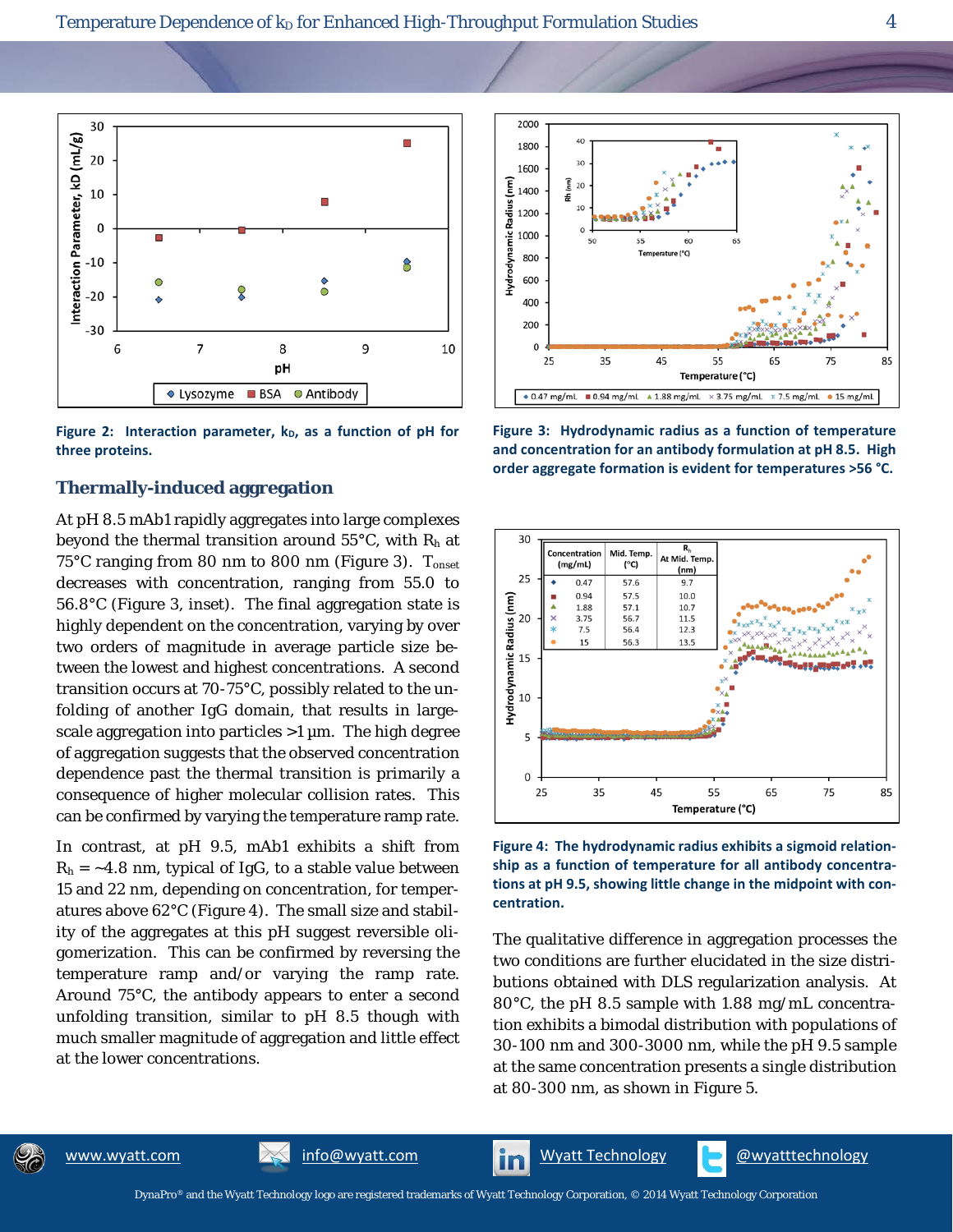Figure 2: Interaction parameter, $k_D$, as a function of pH for three proteins.

Figure 3: Hydrodynamic radius as a function of temperature and concentration for an antibody formulation at pH 8.5. High order aggregate formation is evident for temperatures >56 °C.

## Thermally-induced aggregation

At pH 8.5 mAb1 rapidly aggregates into large complexes beyond the thermal transition around 55°C, with $R_h$ at 75°C ranging from 80 nm to 800 nm (Figure 3). $T_{onset}$ decreases with concentration, ranging from 55.0 to 56.8°C (Figure 3, inset). The final aggregation state is highly dependent on the concentration, varying by over two orders of magnitude in average particle size between the lowest and highest concentrations. A second transition occurs at 70-75°C, possibly related to the unfolding of another IgG domain, that results in large-scale aggregation into particles >1 µm. The high degree of aggregation suggests that the observed concentration dependence past the thermal transition is primarily a consequence of higher molecular collision rates. This can be confirmed by varying the temperature ramp rate.

In contrast, at pH 9.5, mAb1 exhibits a shift from $R_h$ = ~4.8 nm, typical of IgG, to a stable value between 15 and 22 nm, depending on concentration, for temperatures above 62°C (Figure 4). The small size and stability of the aggregates at this pH suggest reversible oligomerization. This can be confirmed by reversing the temperature ramp and/or varying the ramp rate. Around 75°C, the antibody appears to enter a second unfolding transition, similar to pH 8.5 though with much smaller magnitude of aggregation and little effect at the lower concentrations.

| Concentration (mg/mL) | Mid. Temp. (°C) | $R_h$ At Mid. Temp. (nm) |
|---|---|---|
| 0.47 | 57.6 | 9.7 |
| 0.94 | 57.5 | 10.0 |
| 1.88 | 57.1 | 10.7 |
| 3.75 | 56.7 | 11.5 |
| 7.5 | 56.4 | 12.3 |
| 15 | 56.3 | 13.5 |

Figure 4: The hydrodynamic radius exhibits a sigmoid relationship as a function of temperature for all antibody concentrations at pH 9.5, showing little change in the midpoint with concentration.

The qualitative difference in aggregation processes the two conditions are further elucidated in the size distributions obtained with DLS regularization analysis. At 80°C, the pH 8.5 sample with 1.88 mg/mL concentration exhibits a bimodal distribution with populations of 30-100 nm and 300-3000 nm, while the pH 9.5 sample at the same concentration presents a single distribution at 80-300 nm, as shown in Figure 5.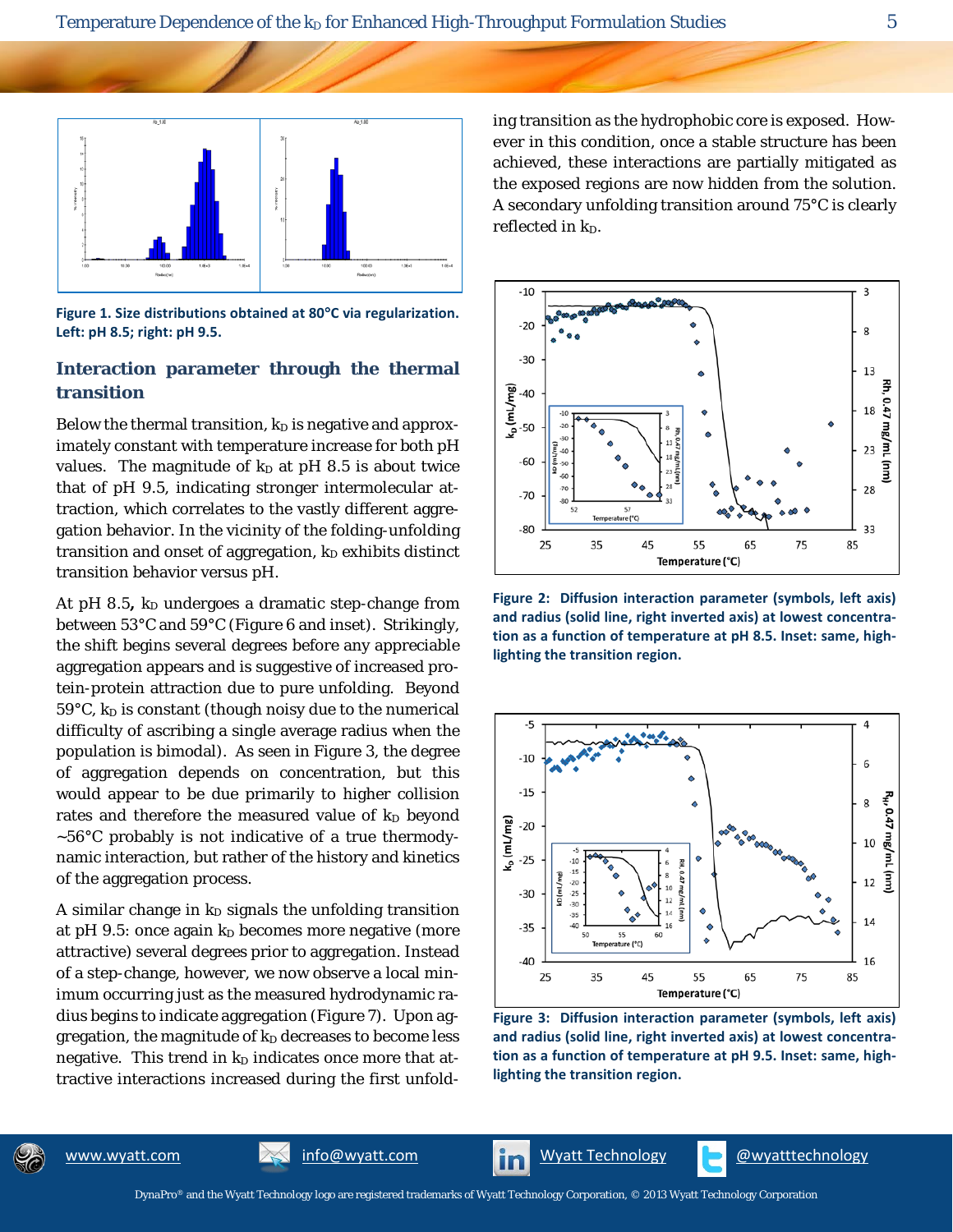Figure 1. Size distributions obtained at 80°C via regularization. Left: pH 8.5; right: pH 9.5.

## Interaction parameter through the thermal transition

Below the thermal transition, $k_D$ is negative and approximately constant with temperature increase for both pH values. The magnitude of $k_D$ at pH 8.5 is about twice that of pH 9.5, indicating stronger intermolecular attraction, which correlates to the vastly different aggregation behavior. In the vicinity of the folding-unfolding transition and onset of aggregation, $k_D$ exhibits distinct transition behavior versus pH.

At pH 8.5**,** $k_D$ undergoes a dramatic step-change from between 53°C and 59°C (Figure 6 and inset). Strikingly, the shift begins several degrees before any appreciable aggregation appears and is suggestive of increased protein-protein attraction due to pure unfolding. Beyond 59°C, $k_D$ is constant (though noisy due to the numerical difficulty of ascribing a single average radius when the population is bimodal). As seen in Figure 3, the degree of aggregation depends on concentration, but this would appear to be due primarily to higher collision rates and therefore the measured value of $k_D$ beyond ~56°C probably is not indicative of a true thermodynamic interaction, but rather of the history and kinetics of the aggregation process.

A similar change in $k_D$ signals the unfolding transition at pH 9.5: once again $k_D$ becomes more negative (more attractive) several degrees prior to aggregation. Instead of a step-change, however, we now observe a local minimum occurring just as the measured hydrodynamic radius begins to indicate aggregation (Figure 7). Upon aggregation, the magnitude of $k_D$ decreases to become less negative. This trend in $k_D$ indicates once more that attractive interactions increased during the first unfolding transition as the hydrophobic core is exposed. However in this condition, once a stable structure has been achieved, these interactions are partially mitigated as the exposed regions are now hidden from the solution. A secondary unfolding transition around 75°C is clearly reflected in $k_D$.

Figure 2: Diffusion interaction parameter (symbols, left axis) and radius (solid line, right inverted axis) at lowest concentration as a function of temperature at pH 8.5. Inset: same, highlighting the transition region.

Figure 3: Diffusion interaction parameter (symbols, left axis) and radius (solid line, right inverted axis) at lowest concentration as a function of temperature at pH 9.5. Inset: same, highlighting the transition region.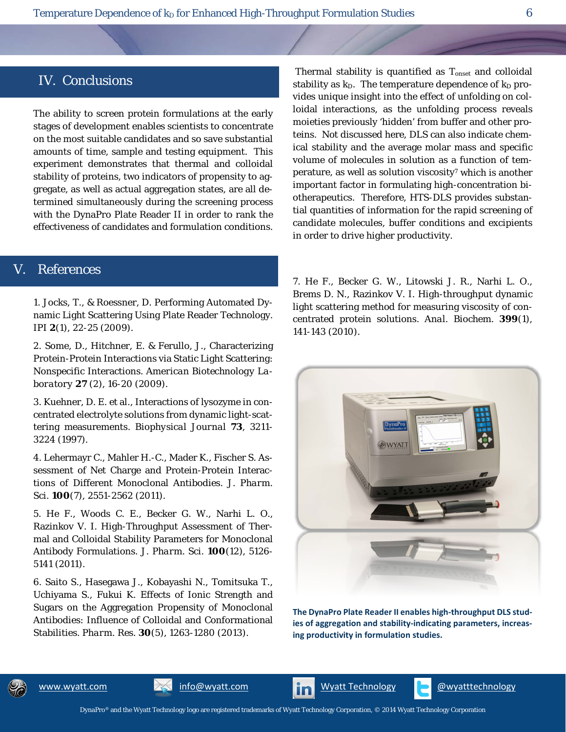## IV. Conclusions

The ability to screen protein formulations at the early stages of development enables scientists to concentrate on the most suitable candidates and so save substantial amounts of time, sample and testing equipment. This experiment demonstrates that thermal and colloidal stability of proteins, two indicators of propensity to aggregate, as well as actual aggregation states, are all determined simultaneously during the screening process with the DynaPro Plate Reader II in order to rank the effectiveness of candidates and formulation conditions.

Thermal stability is quantified as $T_{onset}$ and colloidal stability as $k_D$. The temperature dependence of $k_D$ provides unique insight into the effect of unfolding on colloidal interactions, as the unfolding process reveals moieties previously 'hidden' from buffer and other proteins. Not discussed here, DLS can also indicate chemical stability and the average molar mass and specific volume of molecules in solution as a function of temperature, as well as solution viscosity[7] which is another important factor in formulating high-concentration biotherapeutics. Therefore, HTS-DLS provides substantial quantities of information for the rapid screening of candidate molecules, buffer conditions and excipients in order to drive higher productivity.

## V. References

1. Jocks, T., & Roessner, D. Performing Automated Dynamic Light Scattering Using Plate Reader Technology. IPI **2**(1), 22-25 (2009).

2. Some, D., Hitchner, E. & Ferullo, J., Characterizing Protein-Protein Interactions via Static Light Scattering: Nonspecific Interactions. *American Biotechnology Laboratory* **27** (2), 16-20 (2009).

3. Kuehner, D. E. et al., Interactions of lysozyme in concentrated electrolyte solutions from dynamic light-scattering measurements. Biophysical Journal **73**, 3211-3224 (1997).

4. Lehermayr C., Mahler H.-C., Mader K., Fischer S. Assessment of Net Charge and Protein-Protein Interactions of Different Monoclonal Antibodies. *J. Pharm. Sci.* **100**(7), 2551-2562 (2011).

5. He F., Woods C. E., Becker G. W., Narhi L. O., Razinkov V. I. High-Throughput Assessment of Thermal and Colloidal Stability Parameters for Monoclonal Antibody Formulations. *J. Pharm. Sci.* **100**(12), 5126-5141 (2011).

6. Saito S., Hasegawa J., Kobayashi N., Tomitsuka T., Uchiyama S., Fukui K. Effects of Ionic Strength and Sugars on the Aggregation Propensity of Monoclonal Antibodies: Influence of Colloidal and Conformational Stabilities. *Pharm. Res.* **30**(5), 1263-1280 (2013).

7. He F., Becker G. W., Litowski J. R., Narhi L. O., Brems D. N., Razinkov V. I. High-throughput dynamic light scattering method for measuring viscosity of concentrated protein solutions. Anal. Biochem. **399**(1), 141-143 (2010).

**The DynaPro Plate Reader II enables high-throughput DLS studies of aggregation and stability-indicating parameters, increasing productivity in formulation studies.**

www.wyatt.com | info@wyatt.com | Wyatt Technology | @wyatttechnology

DynaPro® and the Wyatt Technology logo are registered trademarks of Wyatt Technology Corporation, © 2014 Wyatt Technology Corporation